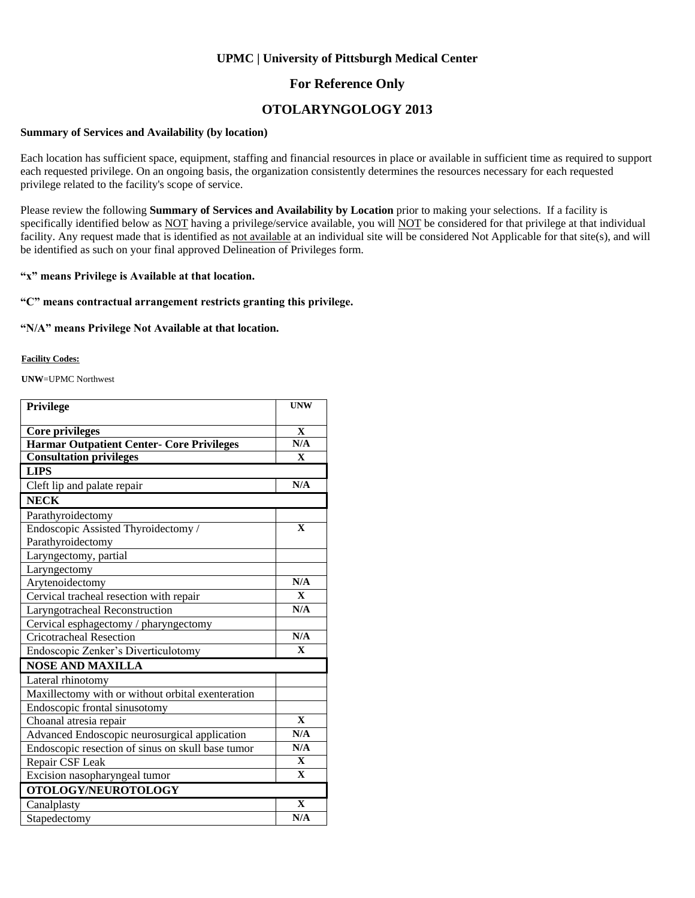**UPMC | University of Pittsburgh Medical Center**

## For Reference Only

## OTOLARYNGOLOGY 2013

**Summary of Services and Availability (by location)**

Each location has sufficient space, equipment, staffing and financial resources in place or available in sufficient time as required to support each requested privilege. On an ongoing basis, the organization consistently determines the resources necessary for each requested privilege related to the facility's scope of service.

Please review the following **Summary of Services and Availability by Location** prior to making your selections. If a facility is specifically identified below as NOT having a privilege/service available, you will NOT be considered for that privilege at that individual facility. Any request made that is identified as not available at an individual site will be considered Not Applicable for that site(s), and will be identified as such on your final approved Delineation of Privileges form.

**"x" means Privilege is Available at that location.**

**"C" means contractual arrangement restricts granting this privilege.**

**"N/A" means Privilege Not Available at that location.**

**Facility Codes:**

**UNW**=UPMC Northwest

| Privilege | UNW |
|---|---|
| **Core privileges** | X |
| **Harmar Outpatient Center- Core Privileges** | N/A |
| **Consultation privileges** | X |
| **LIPS** | |
| Cleft lip and palate repair | N/A |
| **NECK** | |
| Parathyroidectomy | |
| Endoscopic Assisted Thyroidectomy / Parathyroidectomy | X |
| Laryngectomy, partial | |
| Laryngectomy | |
| Arytenoidectomy | N/A |
| Cervical tracheal resection with repair | X |
| Laryngotracheal Reconstruction | N/A |
| Cervical esphagectomy / pharyngectomy | |
| Cricotracheal Resection | N/A |
| Endoscopic Zenker's Diverticulotomy | X |
| **NOSE AND MAXILLA** | |
| Lateral rhinotomy | |
| Maxillectomy with or without orbital exenteration | |
| Endoscopic frontal sinusotomy | |
| Choanal atresia repair | X |
| Advanced Endoscopic neurosurgical application | N/A |
| Endoscopic resection of sinus on skull base tumor | N/A |
| Repair CSF Leak | X |
| Excision nasopharyngeal tumor | X |
| **OTOLOGY/NEUROTOLOGY** | |
| Canalplasty | X |
| Stapedectomy | N/A |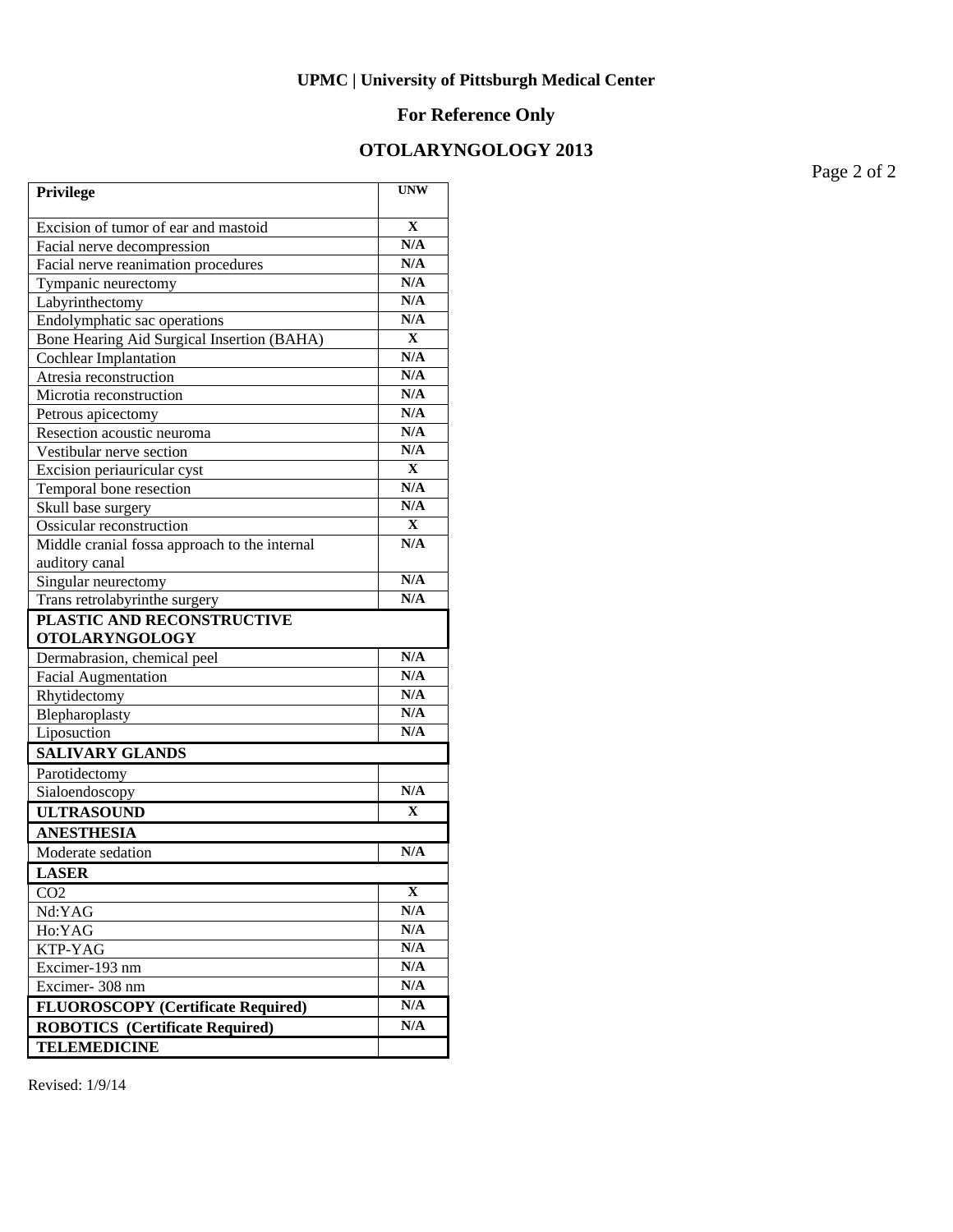UPMC | University of Pittsburgh Medical Center

## For Reference Only

## OTOLARYNGOLOGY 2013

| Privilege | UNW |
|---|---|
| Excision of tumor of ear and mastoid | X |
| Facial nerve decompression | N/A |
| Facial nerve reanimation procedures | N/A |
| Tympanic neurectomy | N/A |
| Labyrinthectomy | N/A |
| Endolymphatic sac operations | N/A |
| Bone Hearing Aid Surgical Insertion (BAHA) | X |
| Cochlear Implantation | N/A |
| Atresia reconstruction | N/A |
| Microtia reconstruction | N/A |
| Petrous apicectomy | N/A |
| Resection acoustic neuroma | N/A |
| Vestibular nerve section | N/A |
| Excision periauricular cyst | X |
| Temporal bone resection | N/A |
| Skull base surgery | N/A |
| Ossicular reconstruction | X |
| Middle cranial fossa approach to the internal auditory canal | N/A |
| Singular neurectomy | N/A |
| Trans retrolabyrinthe surgery | N/A |
| **PLASTIC AND RECONSTRUCTIVE OTOLARYNGOLOGY** | |
| Dermabrasion, chemical peel | N/A |
| Facial Augmentation | N/A |
| Rhytidectomy | N/A |
| Blepharoplasty | N/A |
| Liposuction | N/A |
| **SALIVARY GLANDS** | |
| Parotidectomy | |
| Sialoendoscopy | N/A |
| **ULTRASOUND** | X |
| **ANESTHESIA** | |
| Moderate sedation | N/A |
| **LASER** | |
| $CO_2$ | X |
| Nd:YAG | N/A |
| Ho:YAG | N/A |
| KTP-YAG | N/A |
| Excimer-193 nm | N/A |
| Excimer- 308 nm | N/A |
| **FLUOROSCOPY (Certificate Required)** | N/A |
| **ROBOTICS (Certificate Required)** | N/A |
| **TELEMEDICINE** | |

Revised: 1/9/14